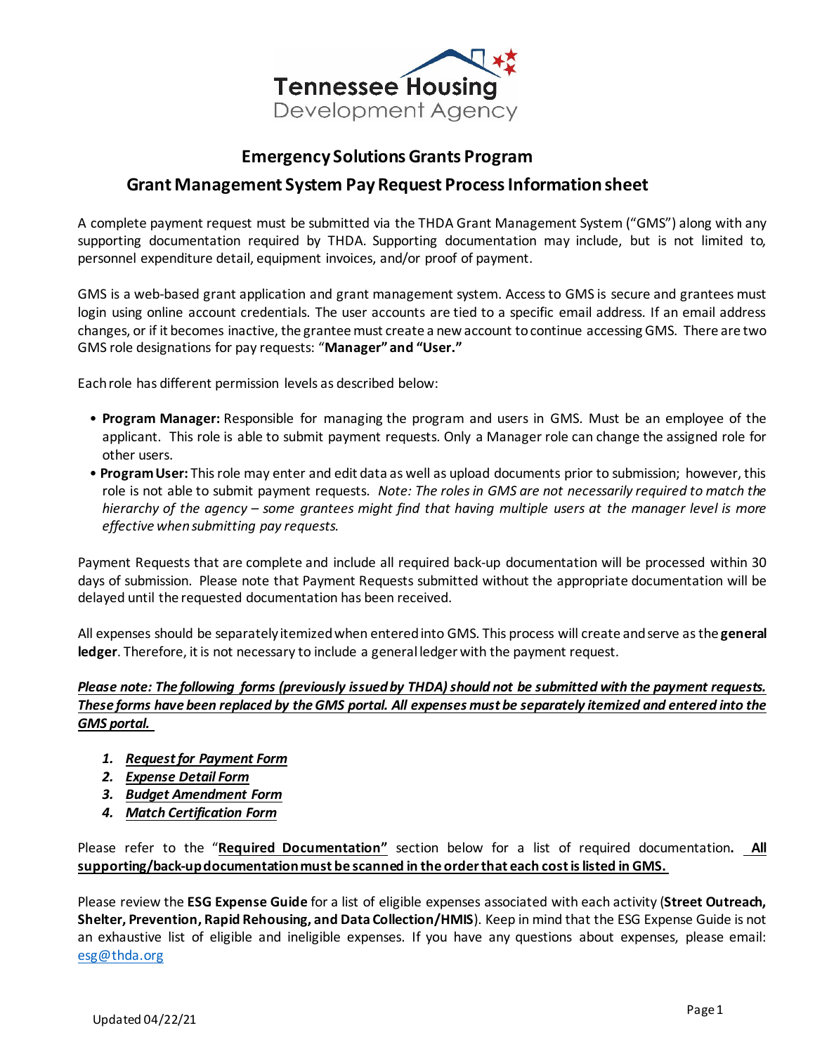Tennessee Housing Development Agency

# Emergency Solutions Grants Program

## Grant Management System Pay Request Process Information sheet

A complete payment request must be submitted via the THDA Grant Management System ("GMS") along with any supporting documentation required by THDA. Supporting documentation may include, but is not limited to, personnel expenditure detail, equipment invoices, and/or proof of payment.

GMS is a web-based grant application and grant management system. Access to GMS is secure and grantees must login using online account credentials. The user accounts are tied to a specific email address. If an email address changes, or if it becomes inactive, the grantee must create a new account to continue accessing GMS. There are two GMS role designations for pay requests: "**Manager" and "User."**

Each role has different permission levels as described below:

- **Program Manager:** Responsible for managing the program and users in GMS. Must be an employee of the applicant. This role is able to submit payment requests. Only a Manager role can change the assigned role for other users.
- **Program User:** This role may enter and edit data as well as upload documents prior to submission; however, this role is not able to submit payment requests. *Note: The roles in GMS are not necessarily required to match the hierarchy of the agency – some grantees might find that having multiple users at the manager level is more effective when submitting pay requests.*

Payment Requests that are complete and include all required back-up documentation will be processed within 30 days of submission. Please note that Payment Requests submitted without the appropriate documentation will be delayed until the requested documentation has been received.

All expenses should be separately itemized when entered into GMS. This process will create and serve as the **general ledger**. Therefore, it is not necessary to include a general ledger with the payment request.

***Please note: The following forms (previously issued by THDA) should not be submitted with the payment requests. These forms have been replaced by the GMS portal. All expenses must be separately itemized and entered into the GMS portal.***

1. ***Request for Payment Form***
2. ***Expense Detail Form***
3. ***Budget Amendment Form***
4. ***Match Certification Form***

Please refer to the "**Required Documentation"** section below for a list of required documentation. **All supporting/back-up documentation must be scanned in the order that each cost is listed in GMS.**

Please review the **ESG Expense Guide** for a list of eligible expenses associated with each activity (**Street Outreach, Shelter, Prevention, Rapid Rehousing, and Data Collection/HMIS**). Keep in mind that the ESG Expense Guide is not an exhaustive list of eligible and ineligible expenses. If you have any questions about expenses, please email: esg@thda.org

Updated 04/22/21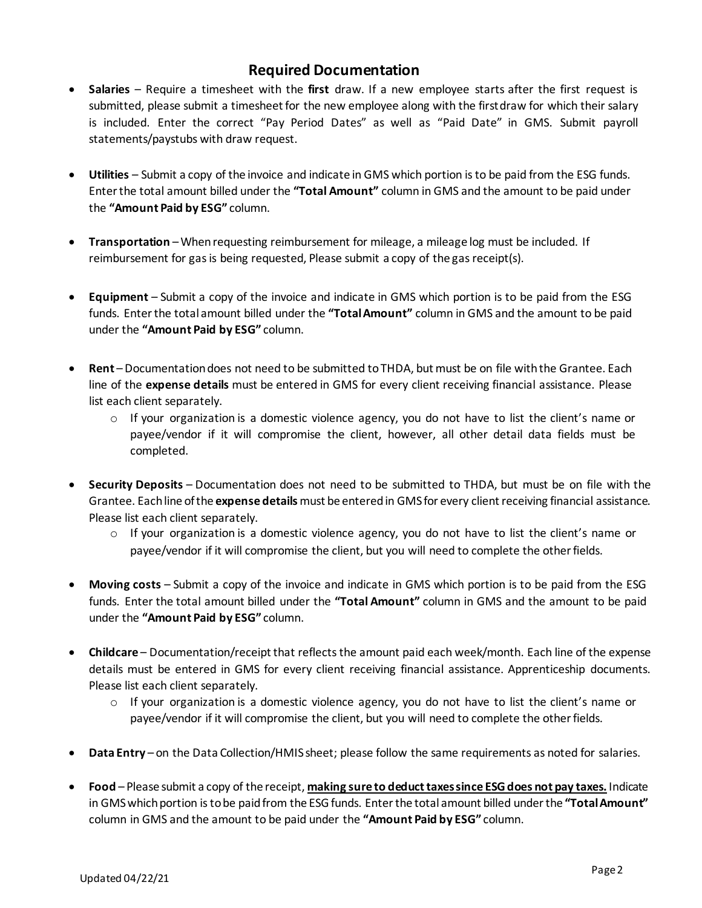## Required Documentation

- **Salaries** – Require a timesheet with the **first** draw. If a new employee starts after the first request is submitted, please submit a timesheet for the new employee along with the first draw for which their salary is included. Enter the correct "Pay Period Dates" as well as "Paid Date" in GMS. Submit payroll statements/paystubs with draw request.

- **Utilities** – Submit a copy of the invoice and indicate in GMS which portion is to be paid from the ESG funds. Enter the total amount billed under the **"Total Amount"** column in GMS and the amount to be paid under the **"Amount Paid by ESG"** column.

- **Transportation** – When requesting reimbursement for mileage, a mileage log must be included. If reimbursement for gas is being requested, Please submit a copy of the gas receipt(s).

- **Equipment** – Submit a copy of the invoice and indicate in GMS which portion is to be paid from the ESG funds. Enter the total amount billed under the **"Total Amount"** column in GMS and the amount to be paid under the **"Amount Paid by ESG"** column.

- **Rent** – Documentation does not need to be submitted to THDA, but must be on file with the Grantee. Each line of the **expense details** must be entered in GMS for every client receiving financial assistance. Please list each client separately.
  - If your organization is a domestic violence agency, you do not have to list the client's name or payee/vendor if it will compromise the client, however, all other detail data fields must be completed.

- **Security Deposits** – Documentation does not need to be submitted to THDA, but must be on file with the Grantee. Each line of the **expense details** must be entered in GMS for every client receiving financial assistance. Please list each client separately.
  - If your organization is a domestic violence agency, you do not have to list the client's name or payee/vendor if it will compromise the client, but you will need to complete the other fields.

- **Moving costs** – Submit a copy of the invoice and indicate in GMS which portion is to be paid from the ESG funds. Enter the total amount billed under the **"Total Amount"** column in GMS and the amount to be paid under the **"Amount Paid by ESG"** column.

- **Childcare** – Documentation/receipt that reflects the amount paid each week/month. Each line of the expense details must be entered in GMS for every client receiving financial assistance. Apprenticeship documents. Please list each client separately.
  - If your organization is a domestic violence agency, you do not have to list the client's name or payee/vendor if it will compromise the client, but you will need to complete the other fields.

- **Data Entry** – on the Data Collection/HMIS sheet; please follow the same requirements as noted for salaries.

- **Food** – Please submit a copy of the receipt, **making sure to deduct taxes since ESG does not pay taxes.** Indicate in GMS which portion is to be paid from the ESG funds. Enter the total amount billed under the **"Total Amount"** column in GMS and the amount to be paid under the **"Amount Paid by ESG"** column.

Updated 04/22/21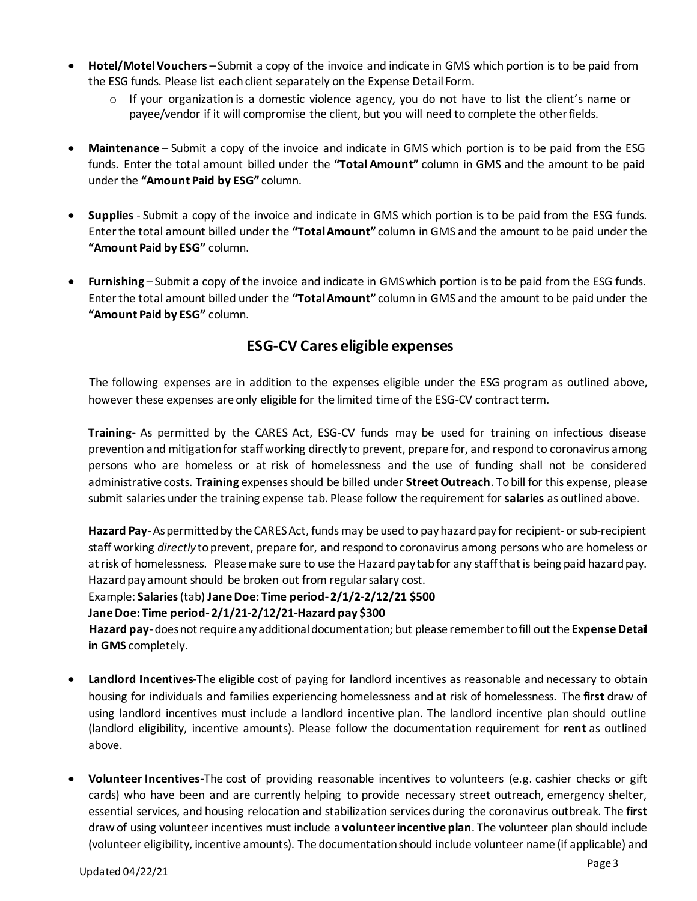- **Hotel/Motel Vouchers** – Submit a copy of the invoice and indicate in GMS which portion is to be paid from the ESG funds. Please list each client separately on the Expense Detail Form.
    - If your organization is a domestic violence agency, you do not have to list the client's name or payee/vendor if it will compromise the client, but you will need to complete the other fields.

- **Maintenance** – Submit a copy of the invoice and indicate in GMS which portion is to be paid from the ESG funds. Enter the total amount billed under the **"Total Amount"** column in GMS and the amount to be paid under the **"Amount Paid by ESG"** column.

- **Supplies** - Submit a copy of the invoice and indicate in GMS which portion is to be paid from the ESG funds. Enter the total amount billed under the **"Total Amount"** column in GMS and the amount to be paid under the **"Amount Paid by ESG"** column.

- **Furnishing** – Submit a copy of the invoice and indicate in GMS which portion is to be paid from the ESG funds. Enter the total amount billed under the **"Total Amount"** column in GMS and the amount to be paid under the **"Amount Paid by ESG"** column.

## ESG-CV Cares eligible expenses

The following expenses are in addition to the expenses eligible under the ESG program as outlined above, however these expenses are only eligible for the limited time of the ESG-CV contract term.

**Training-** As permitted by the CARES Act, ESG-CV funds may be used for training on infectious disease prevention and mitigation for staff working directly to prevent, prepare for, and respond to coronavirus among persons who are homeless or at risk of homelessness and the use of funding shall not be considered administrative costs. **Training** expenses should be billed under **Street Outreach**. To bill for this expense, please submit salaries under the training expense tab. Please follow the requirement for **salaries** as outlined above.

**Hazard Pay**- As permitted by the CARES Act, funds may be used to pay hazard pay for recipient- or sub-recipient staff working *directly* to prevent, prepare for, and respond to coronavirus among persons who are homeless or at risk of homelessness. Please make sure to use the Hazard pay tab for any staff that is being paid hazard pay. Hazard pay amount should be broken out from regular salary cost.
Example: **Salaries** (tab) **Jane Doe: Time period- 2/1/2-2/12/21 $500**
**Jane Doe: Time period- 2/1/21-2/12/21-Hazard pay $300**
**Hazard pay**- does not require any additional documentation; but please remember to fill out the **Expense Detail in GMS** completely.

- **Landlord Incentives**-The eligible cost of paying for landlord incentives as reasonable and necessary to obtain housing for individuals and families experiencing homelessness and at risk of homelessness. The **first** draw of using landlord incentives must include a landlord incentive plan. The landlord incentive plan should outline (landlord eligibility, incentive amounts). Please follow the documentation requirement for **rent** as outlined above.

- **Volunteer Incentives-**The cost of providing reasonable incentives to volunteers (e.g. cashier checks or gift cards) who have been and are currently helping to provide necessary street outreach, emergency shelter, essential services, and housing relocation and stabilization services during the coronavirus outbreak. The **first** draw of using volunteer incentives must include a **volunteer incentive plan**. The volunteer plan should include (volunteer eligibility, incentive amounts). The documentation should include volunteer name (if applicable) and

Updated 04/22/21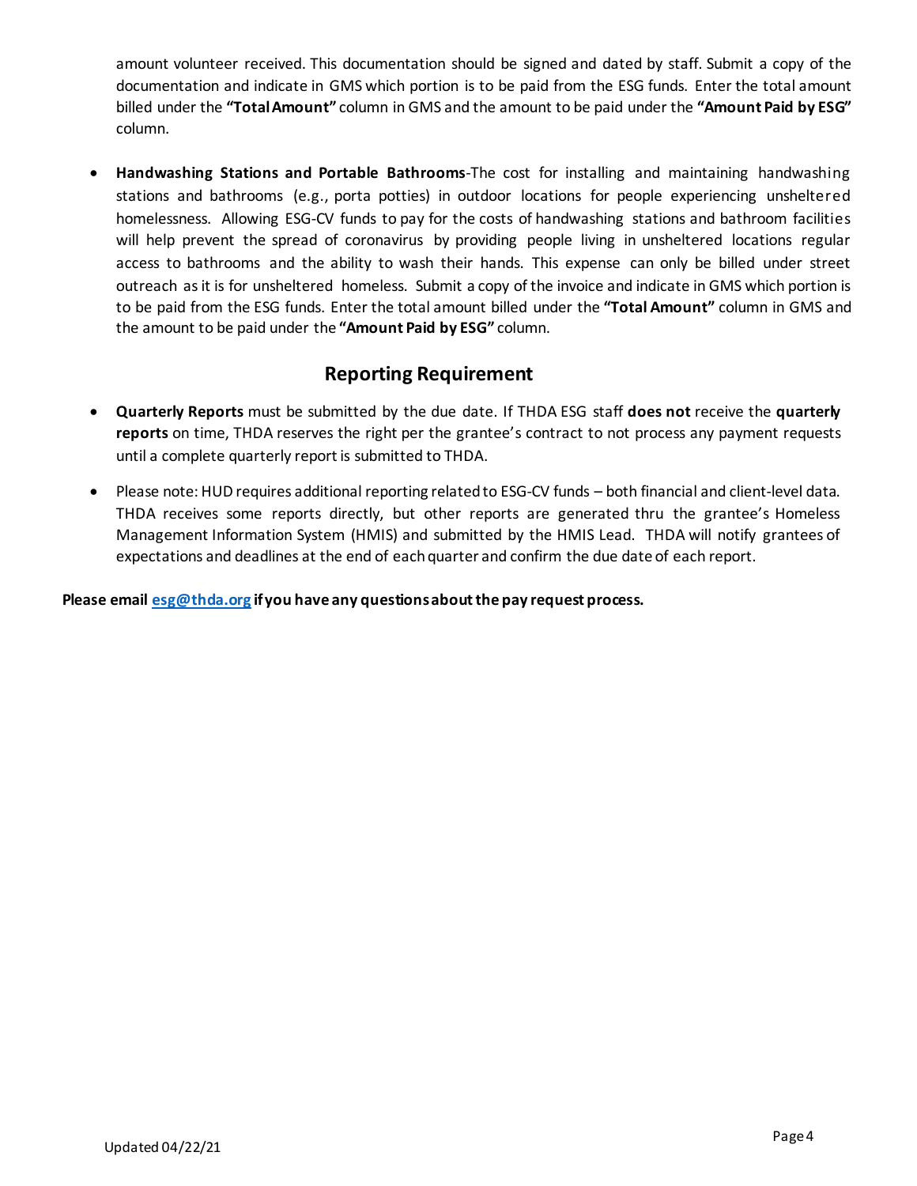amount volunteer received. This documentation should be signed and dated by staff. Submit a copy of the documentation and indicate in GMS which portion is to be paid from the ESG funds. Enter the total amount billed under the **"Total Amount"** column in GMS and the amount to be paid under the **"Amount Paid by ESG"** column.

- **Handwashing Stations and Portable Bathrooms**-The cost for installing and maintaining handwashing stations and bathrooms (e.g., porta potties) in outdoor locations for people experiencing unsheltered homelessness. Allowing ESG-CV funds to pay for the costs of handwashing stations and bathroom facilities will help prevent the spread of coronavirus by providing people living in unsheltered locations regular access to bathrooms and the ability to wash their hands. This expense can only be billed under street outreach as it is for unsheltered homeless. Submit a copy of the invoice and indicate in GMS which portion is to be paid from the ESG funds. Enter the total amount billed under the **"Total Amount"** column in GMS and the amount to be paid under the **"Amount Paid by ESG"** column.

## Reporting Requirement

- **Quarterly Reports** must be submitted by the due date. If THDA ESG staff **does not** receive the **quarterly reports** on time, THDA reserves the right per the grantee's contract to not process any payment requests until a complete quarterly report is submitted to THDA.
- Please note: HUD requires additional reporting related to ESG-CV funds – both financial and client-level data. THDA receives some reports directly, but other reports are generated thru the grantee's Homeless Management Information System (HMIS) and submitted by the HMIS Lead. THDA will notify grantees of expectations and deadlines at the end of each quarter and confirm the due date of each report.

**Please email esg@thda.org if you have any questions about the pay request process.**

Updated 04/22/21